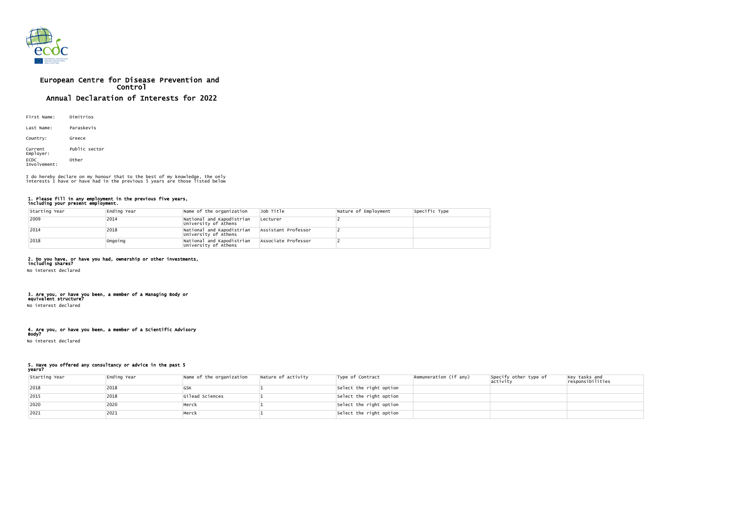# European Centre for Disease Prevention and Control

## Annual Declaration of Interests for 2022

First Name: Dimitrios

Last Name: Paraskevis

Country: Greece

Current Employer: Public sector

ECDC Involvement: Other

I do hereby declare on my honour that to the best of my knowledge, the only interests I have or have had in the previous 5 years are those listed below

### 1. Please fill in any employment in the previous five years, including your present employment.

| Starting Year | Ending Year | Name of the organization | Job Title | Nature of Employment | Specific Type |
|---|---|---|---|---|---|
| 2009 | 2014 | National and Kapodistrian University of Athens | Lecturer | 2 | |
| 2014 | 2018 | National and Kapodistrian University of Athens | Assistant Professor | 2 | |
| 2018 | Ongoing | National and Kapodistrian University of Athens | Associate Professor | 2 | |

### 2. Do you have, or have you had, ownership or other investments, including shares?

No interest declared

### 3. Are you, or have you been, a member of a Managing Body or equivalent structure?

No interest declared

### 4. Are you, or have you been, a member of a Scientific Advisory Body?

No interest declared

### 5. Have you offered any consultancy or advice in the past 5 years?

| Starting Year | Ending Year | Name of the organization | Nature of activity | Type of Contract | Remuneration (if any) | Specify other type of activity | Key tasks and responsibilities |
|---|---|---|---|---|---|---|---|
| 2018 | 2018 | GSK | 1 | Select the right option | | | |
| 2015 | 2018 | Gilead Sciences | 1 | Select the right option | | | |
| 2020 | 2020 | Merck | 1 | Select the right option | | | |
| 2021 | 2021 | Merck | 1 | Select the right option | | | |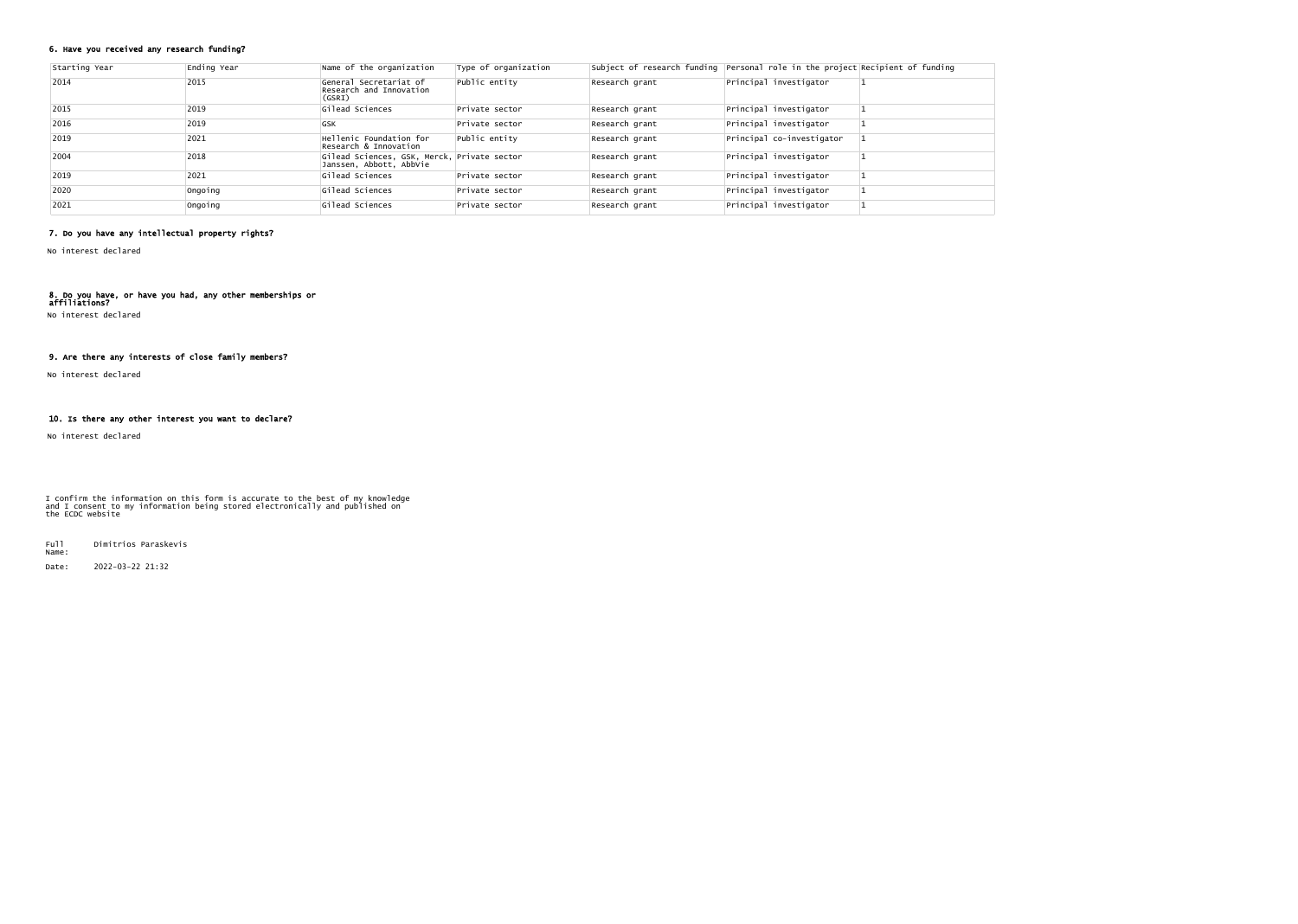### 6. Have you received any research funding?

| Starting Year | Ending Year | Name of the organization | Type of organization | Subject of research funding | Personal role in the project | Recipient of funding |
|---|---|---|---|---|---|---|
| 2014 | 2015 | General Secretariat of Research and Innovation (GSRI) | Public entity | Research grant | Principal investigator | 1 |
| 2015 | 2019 | Gilead Sciences | Private sector | Research grant | Principal investigator | 1 |
| 2016 | 2019 | GSK | Private sector | Research grant | Principal investigator | 1 |
| 2019 | 2021 | Hellenic Foundation for Research & Innovation | Public entity | Research grant | Principal co-investigator | 1 |
| 2004 | 2018 | Gilead Sciences, GSK, Merck, Janssen, Abbott, AbbVie | Private sector | Research grant | Principal investigator | 1 |
| 2019 | 2021 | Gilead Sciences | Private sector | Research grant | Principal investigator | 1 |
| 2020 | Ongoing | Gilead Sciences | Private sector | Research grant | Principal investigator | 1 |
| 2021 | Ongoing | Gilead Sciences | Private sector | Research grant | Principal investigator | 1 |

### 7. Do you have any intellectual property rights?

No interest declared

### 8. Do you have, or have you had, any other memberships or affiliations?

No interest declared

### 9. Are there any interests of close family members?

No interest declared

### 10. Is there any other interest you want to declare?

No interest declared

I confirm the information on this form is accurate to the best of my knowledge and I consent to my information being stored electronically and published on the ECDC website

Full Name: Dimitrios Paraskevis

Date: 2022-03-22 21:32